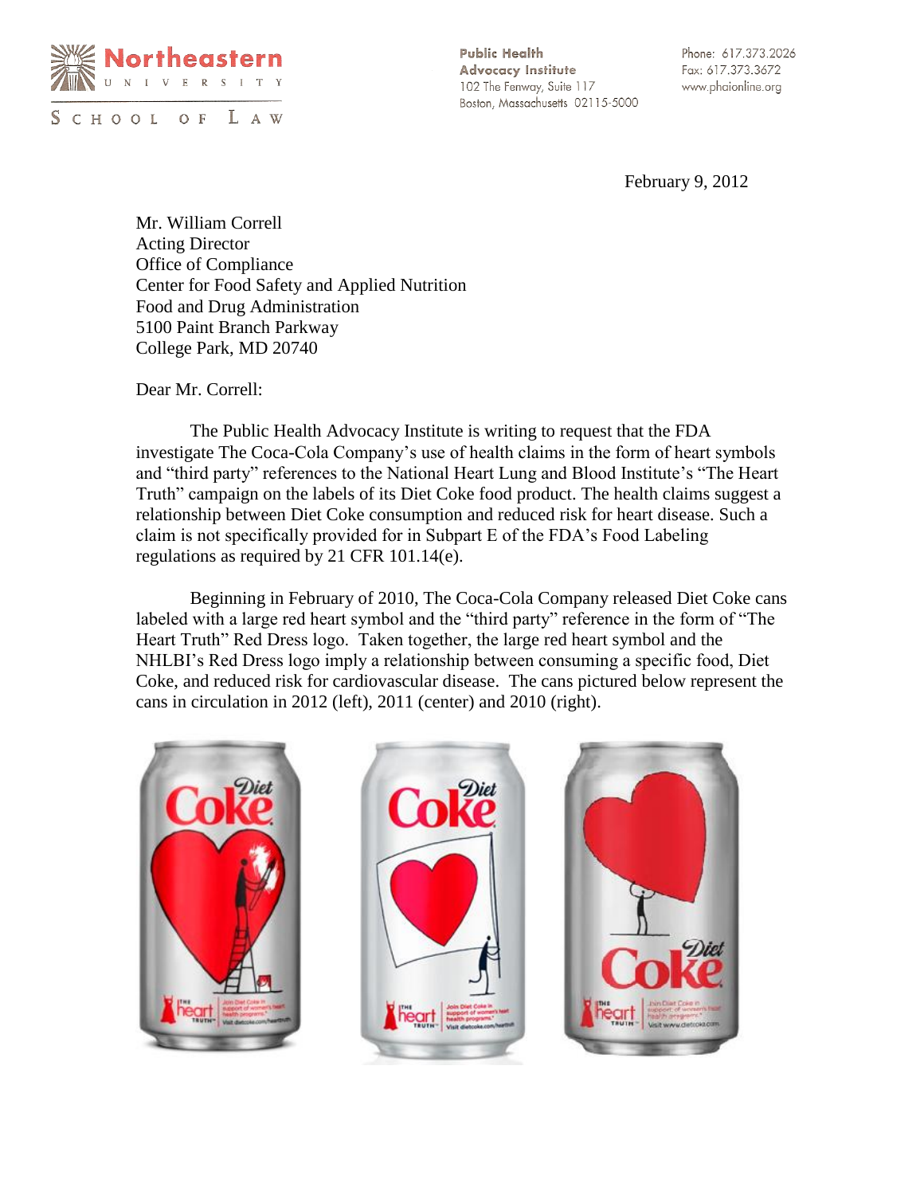Northeastern University School of Law

Public Health Advocacy Institute
102 The Fenway, Suite 117
Boston, Massachusetts 02115-5000

Phone: 617.373.2026
Fax: 617.373.3672
www.phaionline.org

February 9, 2012

Mr. William Correll
Acting Director
Office of Compliance
Center for Food Safety and Applied Nutrition
Food and Drug Administration
5100 Paint Branch Parkway
College Park, MD 20740

Dear Mr. Correll:

The Public Health Advocacy Institute is writing to request that the FDA investigate The Coca-Cola Company's use of health claims in the form of heart symbols and "third party" references to the National Heart Lung and Blood Institute's "The Heart Truth" campaign on the labels of its Diet Coke food product. The health claims suggest a relationship between Diet Coke consumption and reduced risk for heart disease. Such a claim is not specifically provided for in Subpart E of the FDA's Food Labeling regulations as required by 21 CFR 101.14(e).

Beginning in February of 2010, The Coca-Cola Company released Diet Coke cans labeled with a large red heart symbol and the "third party" reference in the form of "The Heart Truth" Red Dress logo. Taken together, the large red heart symbol and the NHLBI's Red Dress logo imply a relationship between consuming a specific food, Diet Coke, and reduced risk for cardiovascular disease. The cans pictured below represent the cans in circulation in 2012 (left), 2011 (center) and 2010 (right).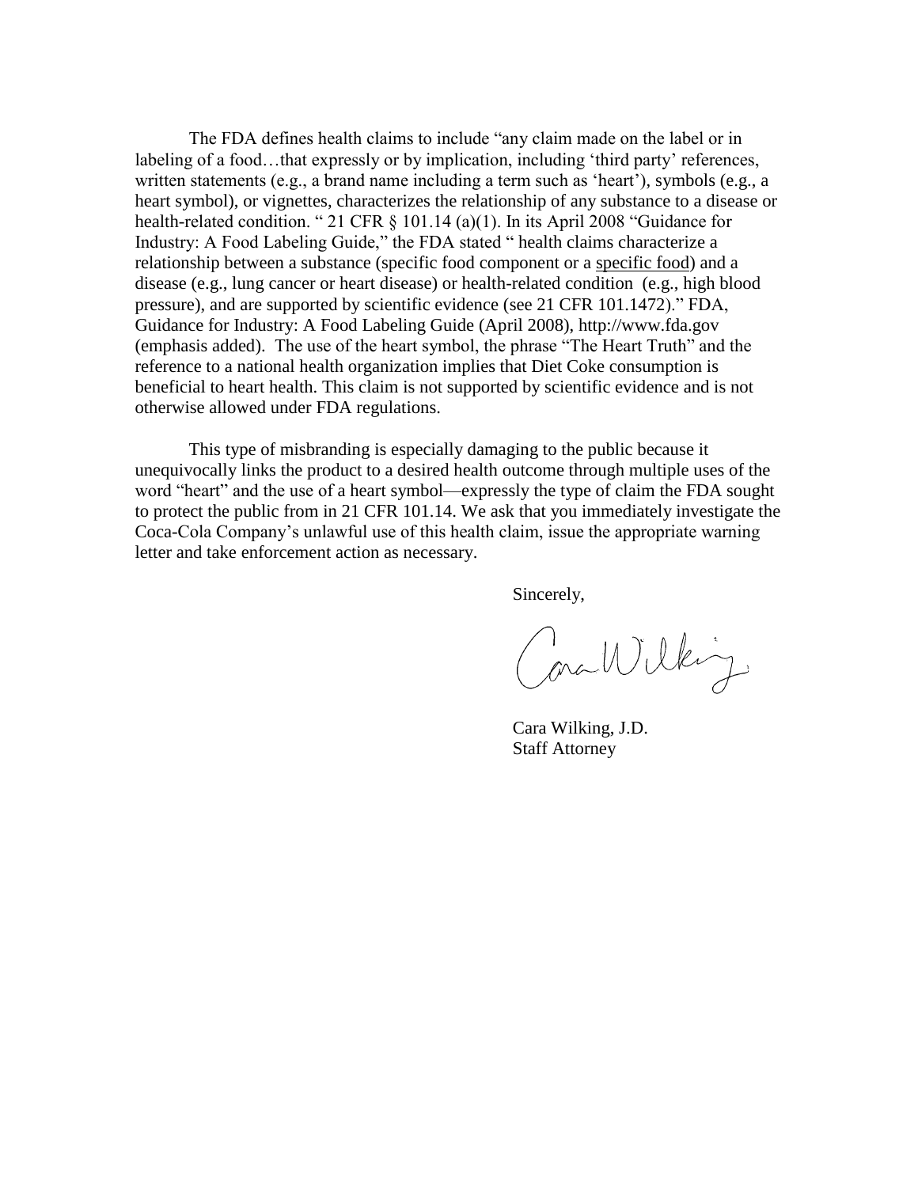The FDA defines health claims to include "any claim made on the label or in labeling of a food…that expressly or by implication, including 'third party' references, written statements (e.g., a brand name including a term such as 'heart'), symbols (e.g., a heart symbol), or vignettes, characterizes the relationship of any substance to a disease or health-related condition. " 21 CFR § 101.14 (a)(1). In its April 2008 "Guidance for Industry: A Food Labeling Guide," the FDA stated " health claims characterize a relationship between a substance (specific food component or a <u>specific food</u>) and a disease (e.g., lung cancer or heart disease) or health-related condition (e.g., high blood pressure), and are supported by scientific evidence (see 21 CFR 101.1472)." FDA, Guidance for Industry: A Food Labeling Guide (April 2008), http://www.fda.gov (emphasis added). The use of the heart symbol, the phrase "The Heart Truth" and the reference to a national health organization implies that Diet Coke consumption is beneficial to heart health. This claim is not supported by scientific evidence and is not otherwise allowed under FDA regulations.

This type of misbranding is especially damaging to the public because it unequivocally links the product to a desired health outcome through multiple uses of the word "heart" and the use of a heart symbol—expressly the type of claim the FDA sought to protect the public from in 21 CFR 101.14. We ask that you immediately investigate the Coca-Cola Company's unlawful use of this health claim, issue the appropriate warning letter and take enforcement action as necessary.

Sincerely,

Cara Wilking, J.D.
Staff Attorney